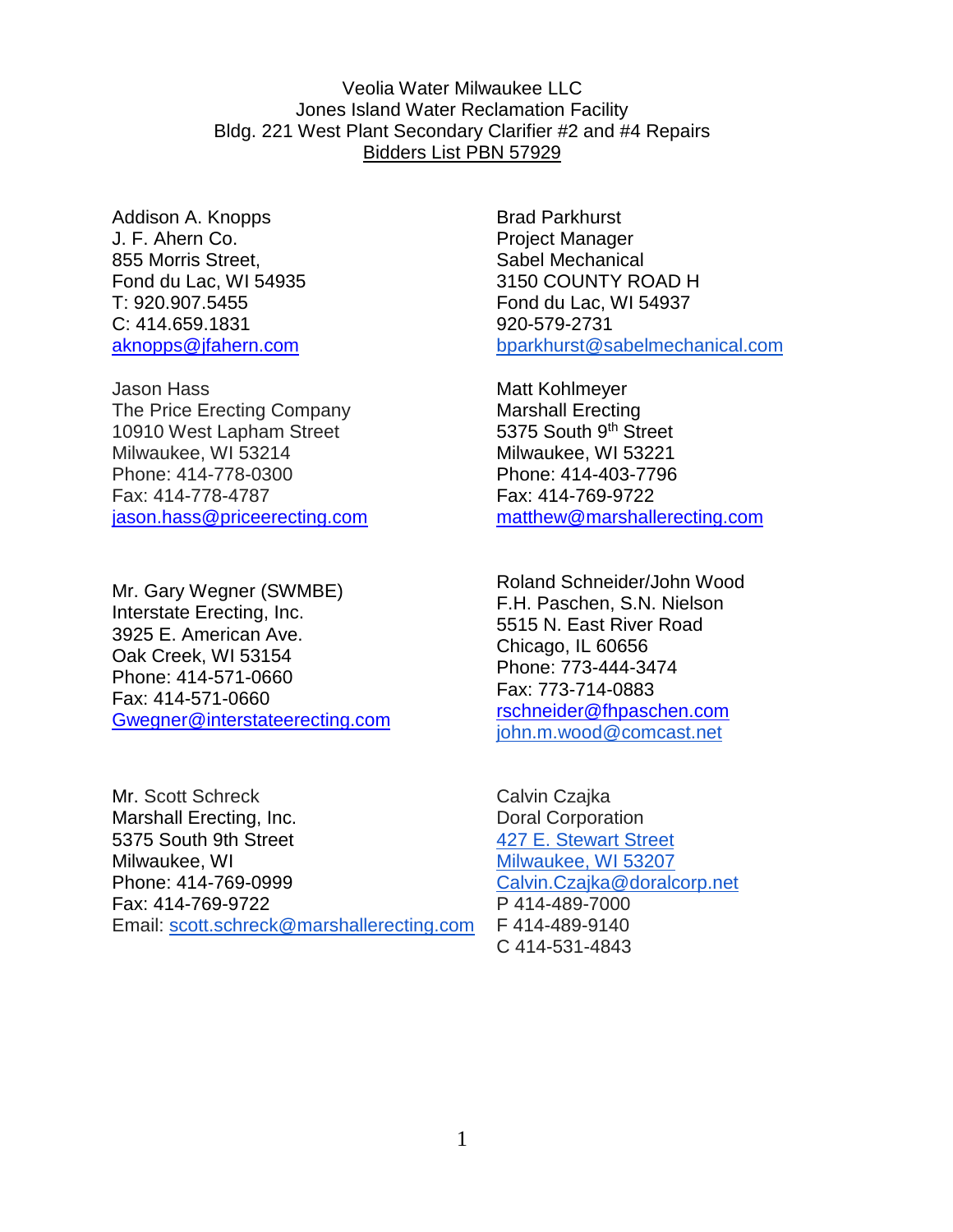Veolia Water Milwaukee LLC
Jones Island Water Reclamation Facility
Bldg. 221 West Plant Secondary Clarifier #2 and #4 Repairs
Bidders List PBN 57929

Addison A. Knopps
J. F. Ahern Co.
855 Morris Street,
Fond du Lac, WI 54935
T: 920.907.5455
C: 414.659.1831
aknopps@jfahern.com

Brad Parkhurst
Project Manager
Sabel Mechanical
3150 COUNTY ROAD H
Fond du Lac, WI 54937
920-579-2731
bparkhurst@sabelmechanical.com

Jason Hass
The Price Erecting Company
10910 West Lapham Street
Milwaukee, WI 53214
Phone: 414-778-0300
Fax: 414-778-4787
jason.hass@priceerecting.com

Matt Kohlmeyer
Marshall Erecting
5375 South 9th Street
Milwaukee, WI 53221
Phone: 414-403-7796
Fax: 414-769-9722
matthew@marshallerecting.com

Mr. Gary Wegner (SWMBE)
Interstate Erecting, Inc.
3925 E. American Ave.
Oak Creek, WI 53154
Phone: 414-571-0660
Fax: 414-571-0660
Gwegner@interstateerecting.com

Roland Schneider/John Wood
F.H. Paschen, S.N. Nielson
5515 N. East River Road
Chicago, IL 60656
Phone: 773-444-3474
Fax: 773-714-0883
rschneider@fhpaschen.com
john.m.wood@comcast.net

Mr. Scott Schreck
Marshall Erecting, Inc.
5375 South 9th Street
Milwaukee, WI
Phone: 414-769-0999
Fax: 414-769-9722
Email: scott.schreck@marshallerecting.com

Calvin Czajka
Doral Corporation
427 E. Stewart Street
Milwaukee, WI 53207
Calvin.Czajka@doralcorp.net
P 414-489-7000
F 414-489-9140
C 414-531-4843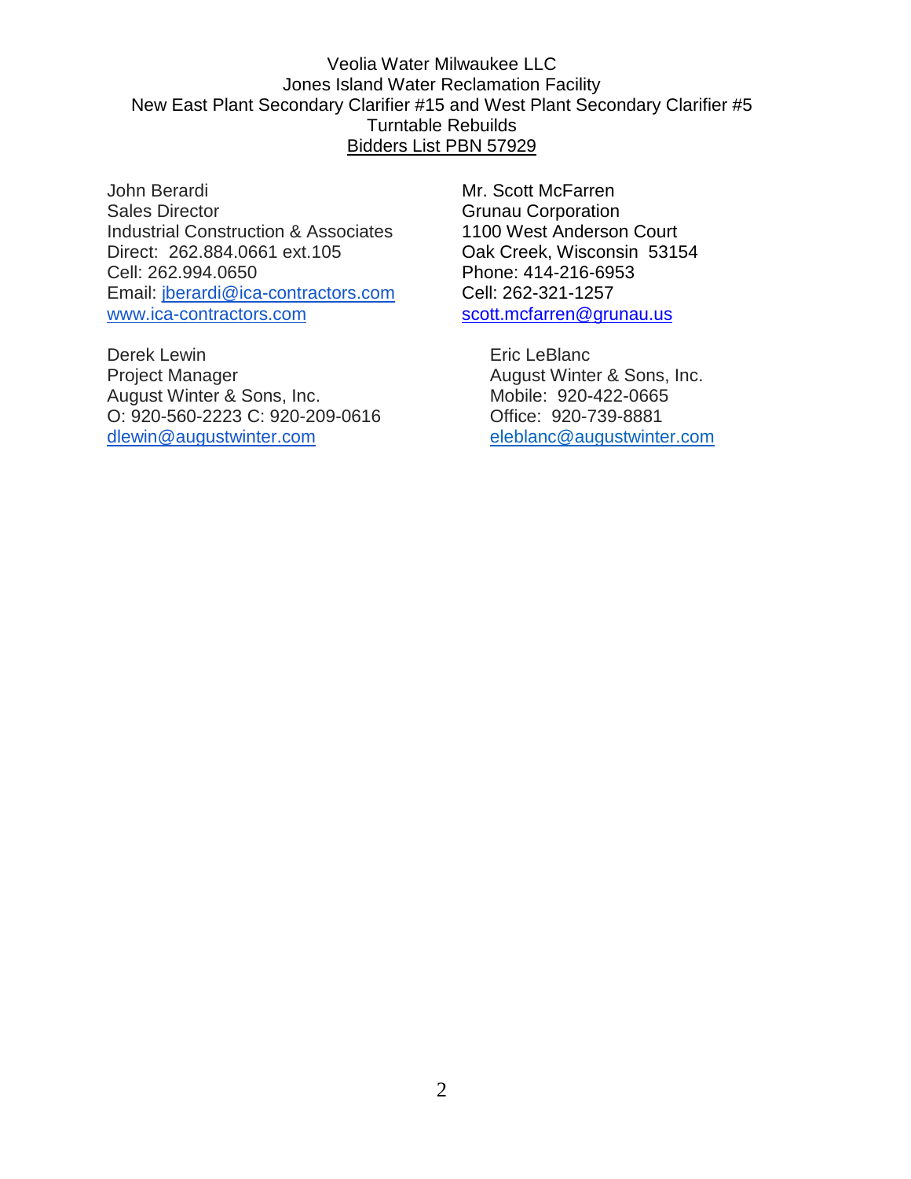Veolia Water Milwaukee LLC
Jones Island Water Reclamation Facility
New East Plant Secondary Clarifier #15 and West Plant Secondary Clarifier #5
Turntable Rebuilds
Bidders List PBN 57929

John Berardi
Sales Director
Industrial Construction & Associates
Direct: 262.884.0661 ext.105
Cell: 262.994.0650
Email: jberardi@ica-contractors.com
www.ica-contractors.com

Mr. Scott McFarren
Grunau Corporation
1100 West Anderson Court
Oak Creek, Wisconsin 53154
Phone: 414-216-6953
Cell: 262-321-1257
scott.mcfarren@grunau.us

Derek Lewin
Project Manager
August Winter & Sons, Inc.
O: 920-560-2223 C: 920-209-0616
dlewin@augustwinter.com

Eric LeBlanc
August Winter & Sons, Inc.
Mobile: 920-422-0665
Office: 920-739-8881
eleblanc@augustwinter.com